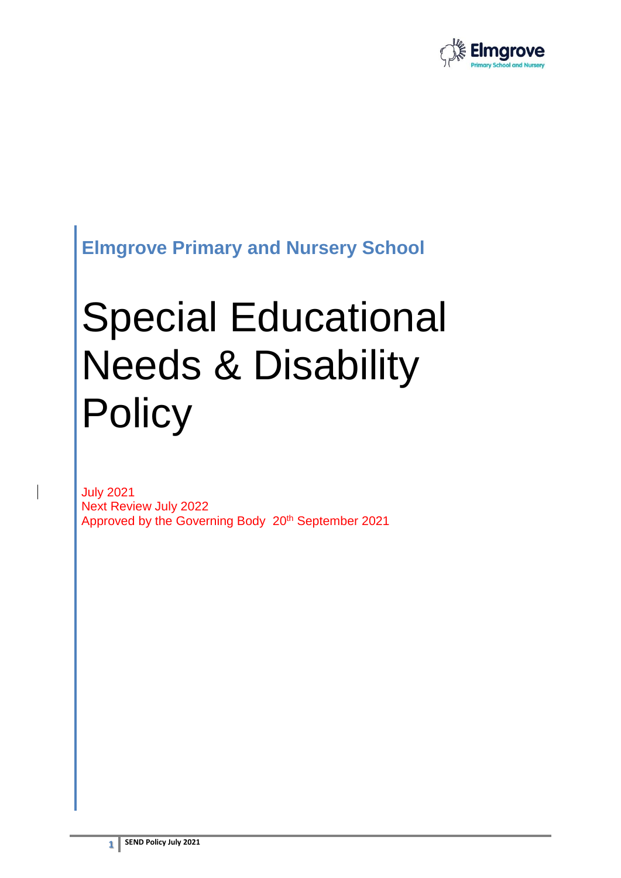Elmgrove Primary School and Nursery

## Elmgrove Primary and Nursery School

# Special Educational Needs & Disability Policy

July 2021
Next Review July 2022
Approved by the Governing Body 20th September 2021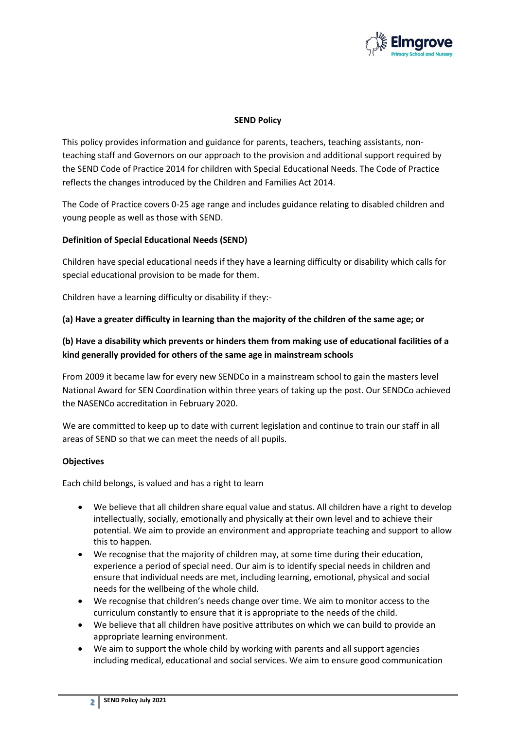## SEND Policy

This policy provides information and guidance for parents, teachers, teaching assistants, non-teaching staff and Governors on our approach to the provision and additional support required by the SEND Code of Practice 2014 for children with Special Educational Needs. The Code of Practice reflects the changes introduced by the Children and Families Act 2014.

The Code of Practice covers 0-25 age range and includes guidance relating to disabled children and young people as well as those with SEND.

### Definition of Special Educational Needs (SEND)

Children have special educational needs if they have a learning difficulty or disability which calls for special educational provision to be made for them.

Children have a learning difficulty or disability if they:-

**(a) Have a greater difficulty in learning than the majority of the children of the same age; or**

**(b) Have a disability which prevents or hinders them from making use of educational facilities of a kind generally provided for others of the same age in mainstream schools**

From 2009 it became law for every new SENDCo in a mainstream school to gain the masters level National Award for SEN Coordination within three years of taking up the post. Our SENDCo achieved the NASENCo accreditation in February 2020.

We are committed to keep up to date with current legislation and continue to train our staff in all areas of SEND so that we can meet the needs of all pupils.

### Objectives

Each child belongs, is valued and has a right to learn

- We believe that all children share equal value and status. All children have a right to develop intellectually, socially, emotionally and physically at their own level and to achieve their potential. We aim to provide an environment and appropriate teaching and support to allow this to happen.
- We recognise that the majority of children may, at some time during their education, experience a period of special need. Our aim is to identify special needs in children and ensure that individual needs are met, including learning, emotional, physical and social needs for the wellbeing of the whole child.
- We recognise that children's needs change over time. We aim to monitor access to the curriculum constantly to ensure that it is appropriate to the needs of the child.
- We believe that all children have positive attributes on which we can build to provide an appropriate learning environment.
- We aim to support the whole child by working with parents and all support agencies including medical, educational and social services. We aim to ensure good communication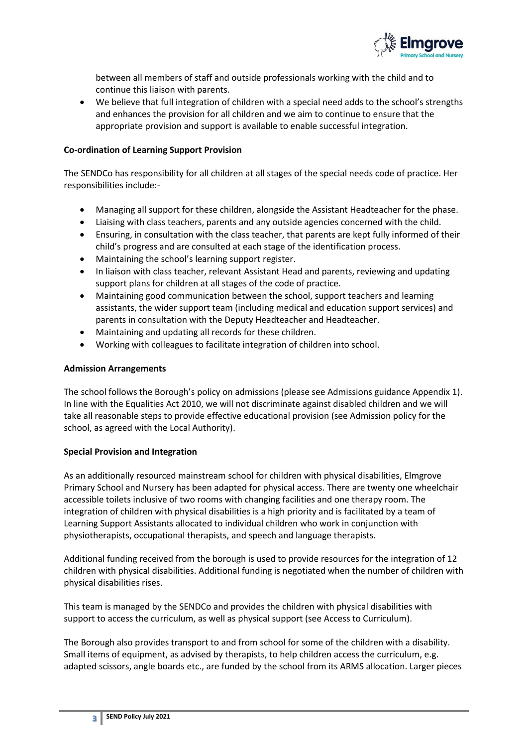between all members of staff and outside professionals working with the child and to continue this liaison with parents.
- We believe that full integration of children with a special need adds to the school's strengths and enhances the provision for all children and we aim to continue to ensure that the appropriate provision and support is available to enable successful integration.

**Co-ordination of Learning Support Provision**

The SENDCo has responsibility for all children at all stages of the special needs code of practice. Her responsibilities include:-

- Managing all support for these children, alongside the Assistant Headteacher for the phase.
- Liaising with class teachers, parents and any outside agencies concerned with the child.
- Ensuring, in consultation with the class teacher, that parents are kept fully informed of their child's progress and are consulted at each stage of the identification process.
- Maintaining the school's learning support register.
- In liaison with class teacher, relevant Assistant Head and parents, reviewing and updating support plans for children at all stages of the code of practice.
- Maintaining good communication between the school, support teachers and learning assistants, the wider support team (including medical and education support services) and parents in consultation with the Deputy Headteacher and Headteacher.
- Maintaining and updating all records for these children.
- Working with colleagues to facilitate integration of children into school.

**Admission Arrangements**

The school follows the Borough's policy on admissions (please see Admissions guidance Appendix 1). In line with the Equalities Act 2010, we will not discriminate against disabled children and we will take all reasonable steps to provide effective educational provision (see Admission policy for the school, as agreed with the Local Authority).

**Special Provision and Integration**

As an additionally resourced mainstream school for children with physical disabilities, Elmgrove Primary School and Nursery has been adapted for physical access. There are twenty one wheelchair accessible toilets inclusive of two rooms with changing facilities and one therapy room. The integration of children with physical disabilities is a high priority and is facilitated by a team of Learning Support Assistants allocated to individual children who work in conjunction with physiotherapists, occupational therapists, and speech and language therapists.

Additional funding received from the borough is used to provide resources for the integration of 12 children with physical disabilities. Additional funding is negotiated when the number of children with physical disabilities rises.

This team is managed by the SENDCo and provides the children with physical disabilities with support to access the curriculum, as well as physical support (see Access to Curriculum).

The Borough also provides transport to and from school for some of the children with a disability. Small items of equipment, as advised by therapists, to help children access the curriculum, e.g. adapted scissors, angle boards etc., are funded by the school from its ARMS allocation. Larger pieces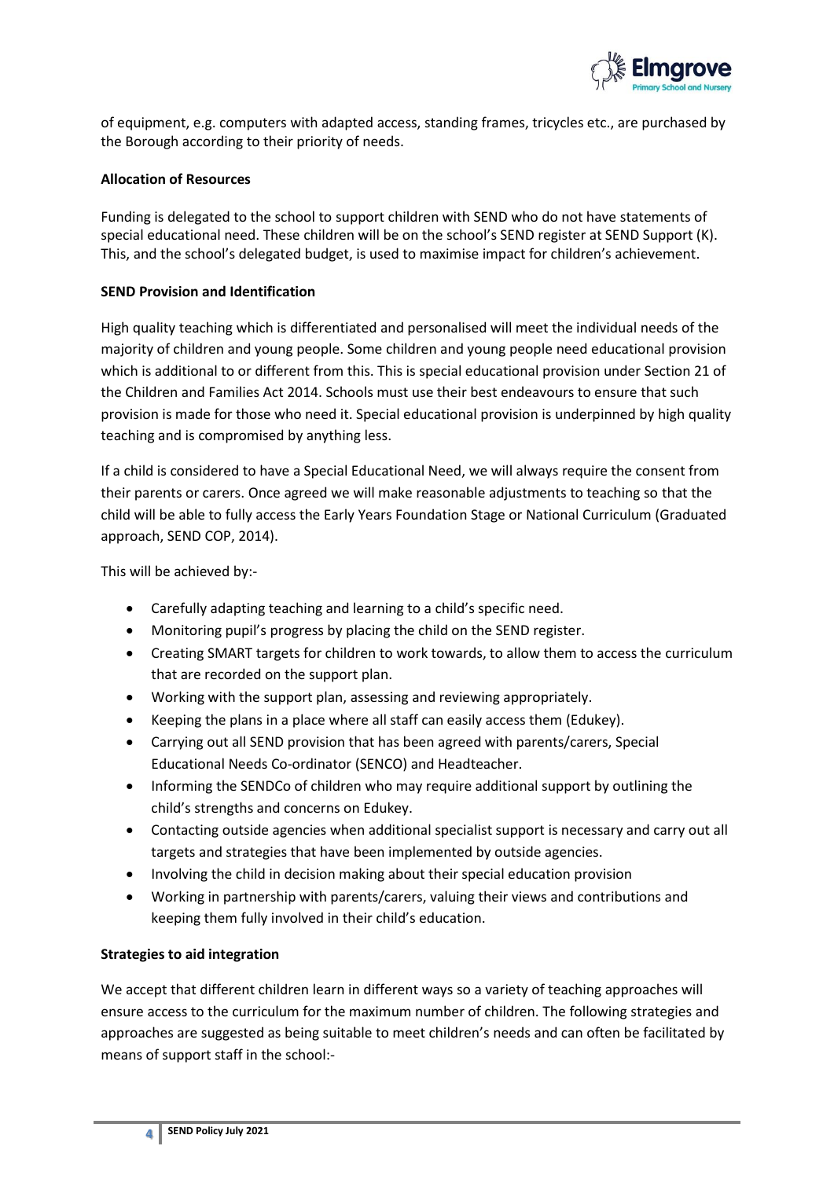of equipment, e.g. computers with adapted access, standing frames, tricycles etc., are purchased by the Borough according to their priority of needs.

**Allocation of Resources**

Funding is delegated to the school to support children with SEND who do not have statements of special educational need. These children will be on the school's SEND register at SEND Support (K). This, and the school's delegated budget, is used to maximise impact for children's achievement.

**SEND Provision and Identification**

High quality teaching which is differentiated and personalised will meet the individual needs of the majority of children and young people. Some children and young people need educational provision which is additional to or different from this. This is special educational provision under Section 21 of the Children and Families Act 2014. Schools must use their best endeavours to ensure that such provision is made for those who need it. Special educational provision is underpinned by high quality teaching and is compromised by anything less.

If a child is considered to have a Special Educational Need, we will always require the consent from their parents or carers. Once agreed we will make reasonable adjustments to teaching so that the child will be able to fully access the Early Years Foundation Stage or National Curriculum (Graduated approach, SEND COP, 2014).

This will be achieved by:-

- Carefully adapting teaching and learning to a child's specific need.
- Monitoring pupil's progress by placing the child on the SEND register.
- Creating SMART targets for children to work towards, to allow them to access the curriculum that are recorded on the support plan.
- Working with the support plan, assessing and reviewing appropriately.
- Keeping the plans in a place where all staff can easily access them (Edukey).
- Carrying out all SEND provision that has been agreed with parents/carers, Special Educational Needs Co-ordinator (SENCO) and Headteacher.
- Informing the SENDCo of children who may require additional support by outlining the child's strengths and concerns on Edukey.
- Contacting outside agencies when additional specialist support is necessary and carry out all targets and strategies that have been implemented by outside agencies.
- Involving the child in decision making about their special education provision
- Working in partnership with parents/carers, valuing their views and contributions and keeping them fully involved in their child's education.

**Strategies to aid integration**

We accept that different children learn in different ways so a variety of teaching approaches will ensure access to the curriculum for the maximum number of children. The following strategies and approaches are suggested as being suitable to meet children's needs and can often be facilitated by means of support staff in the school:-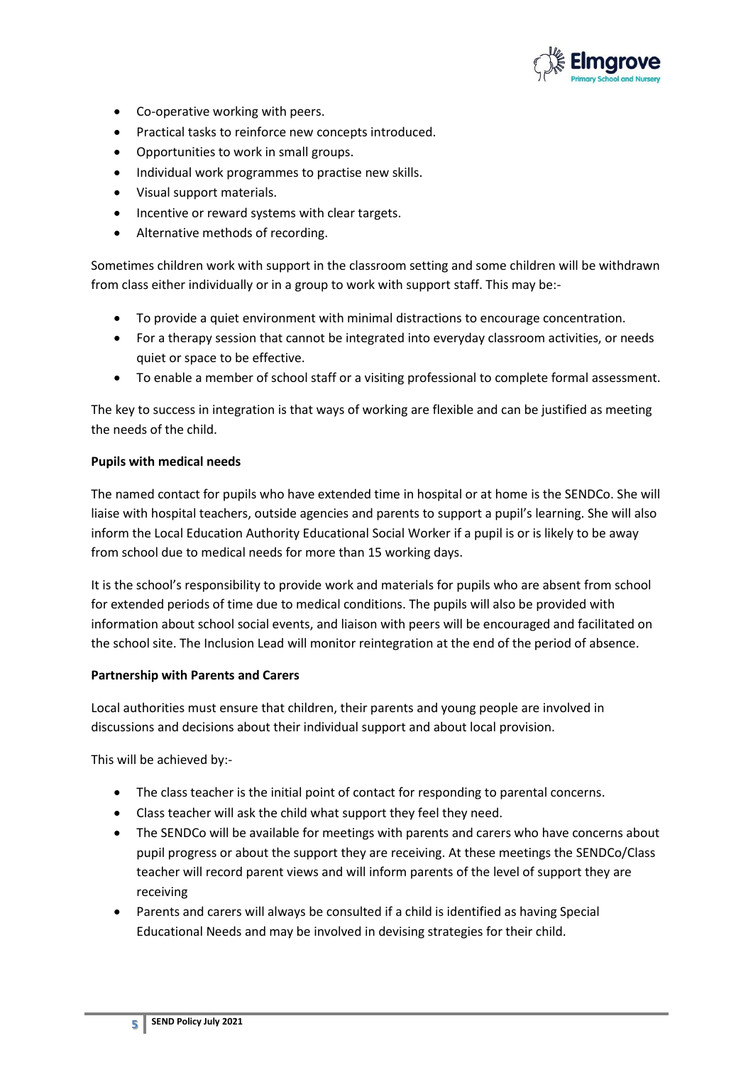- Co-operative working with peers.
- Practical tasks to reinforce new concepts introduced.
- Opportunities to work in small groups.
- Individual work programmes to practise new skills.
- Visual support materials.
- Incentive or reward systems with clear targets.
- Alternative methods of recording.

Sometimes children work with support in the classroom setting and some children will be withdrawn from class either individually or in a group to work with support staff. This may be:-

- To provide a quiet environment with minimal distractions to encourage concentration.
- For a therapy session that cannot be integrated into everyday classroom activities, or needs quiet or space to be effective.
- To enable a member of school staff or a visiting professional to complete formal assessment.

The key to success in integration is that ways of working are flexible and can be justified as meeting the needs of the child.

**Pupils with medical needs**

The named contact for pupils who have extended time in hospital or at home is the SENDCo. She will liaise with hospital teachers, outside agencies and parents to support a pupil's learning. She will also inform the Local Education Authority Educational Social Worker if a pupil is or is likely to be away from school due to medical needs for more than 15 working days.

It is the school's responsibility to provide work and materials for pupils who are absent from school for extended periods of time due to medical conditions. The pupils will also be provided with information about school social events, and liaison with peers will be encouraged and facilitated on the school site. The Inclusion Lead will monitor reintegration at the end of the period of absence.

**Partnership with Parents and Carers**

Local authorities must ensure that children, their parents and young people are involved in discussions and decisions about their individual support and about local provision.

This will be achieved by:-

- The class teacher is the initial point of contact for responding to parental concerns.
- Class teacher will ask the child what support they feel they need.
- The SENDCo will be available for meetings with parents and carers who have concerns about pupil progress or about the support they are receiving. At these meetings the SENDCo/Class teacher will record parent views and will inform parents of the level of support they are receiving
- Parents and carers will always be consulted if a child is identified as having Special Educational Needs and may be involved in devising strategies for their child.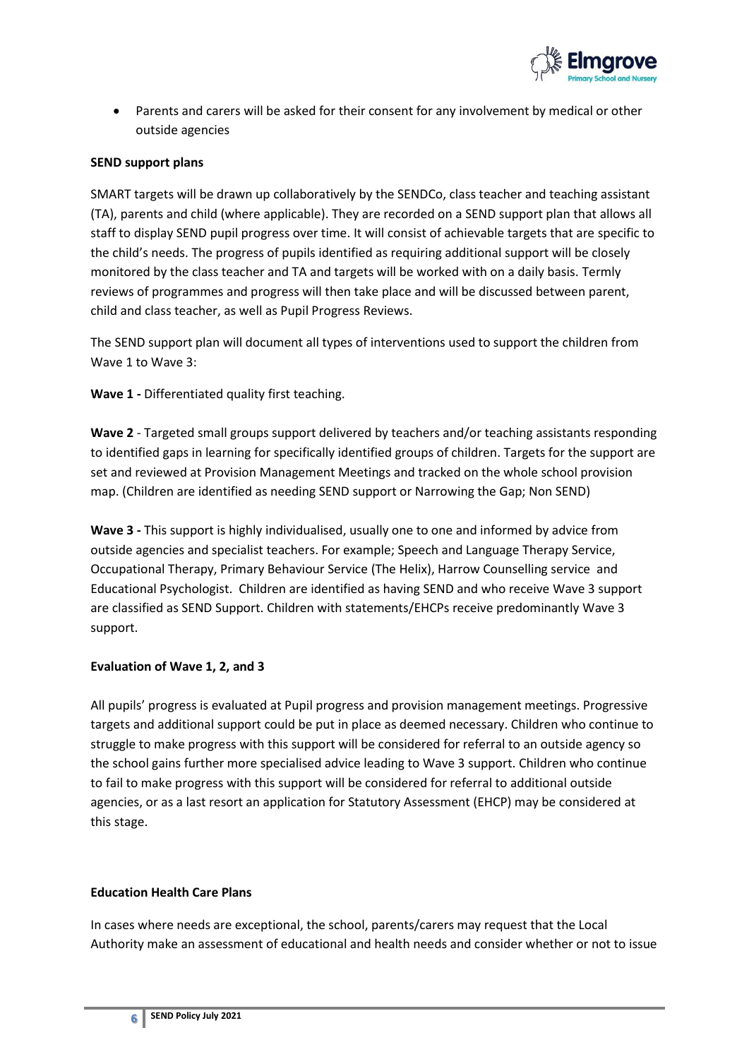- Parents and carers will be asked for their consent for any involvement by medical or other outside agencies

**SEND support plans**

SMART targets will be drawn up collaboratively by the SENDCo, class teacher and teaching assistant (TA), parents and child (where applicable). They are recorded on a SEND support plan that allows all staff to display SEND pupil progress over time. It will consist of achievable targets that are specific to the child's needs. The progress of pupils identified as requiring additional support will be closely monitored by the class teacher and TA and targets will be worked with on a daily basis. Termly reviews of programmes and progress will then take place and will be discussed between parent, child and class teacher, as well as Pupil Progress Reviews.

The SEND support plan will document all types of interventions used to support the children from Wave 1 to Wave 3:

**Wave 1 -** Differentiated quality first teaching.

**Wave 2** - Targeted small groups support delivered by teachers and/or teaching assistants responding to identified gaps in learning for specifically identified groups of children. Targets for the support are set and reviewed at Provision Management Meetings and tracked on the whole school provision map. (Children are identified as needing SEND support or Narrowing the Gap; Non SEND)

**Wave 3 -** This support is highly individualised, usually one to one and informed by advice from outside agencies and specialist teachers. For example; Speech and Language Therapy Service, Occupational Therapy, Primary Behaviour Service (The Helix), Harrow Counselling service and Educational Psychologist. Children are identified as having SEND and who receive Wave 3 support are classified as SEND Support. Children with statements/EHCPs receive predominantly Wave 3 support.

**Evaluation of Wave 1, 2, and 3**

All pupils' progress is evaluated at Pupil progress and provision management meetings. Progressive targets and additional support could be put in place as deemed necessary. Children who continue to struggle to make progress with this support will be considered for referral to an outside agency so the school gains further more specialised advice leading to Wave 3 support. Children who continue to fail to make progress with this support will be considered for referral to additional outside agencies, or as a last resort an application for Statutory Assessment (EHCP) may be considered at this stage.

**Education Health Care Plans**

In cases where needs are exceptional, the school, parents/carers may request that the Local Authority make an assessment of educational and health needs and consider whether or not to issue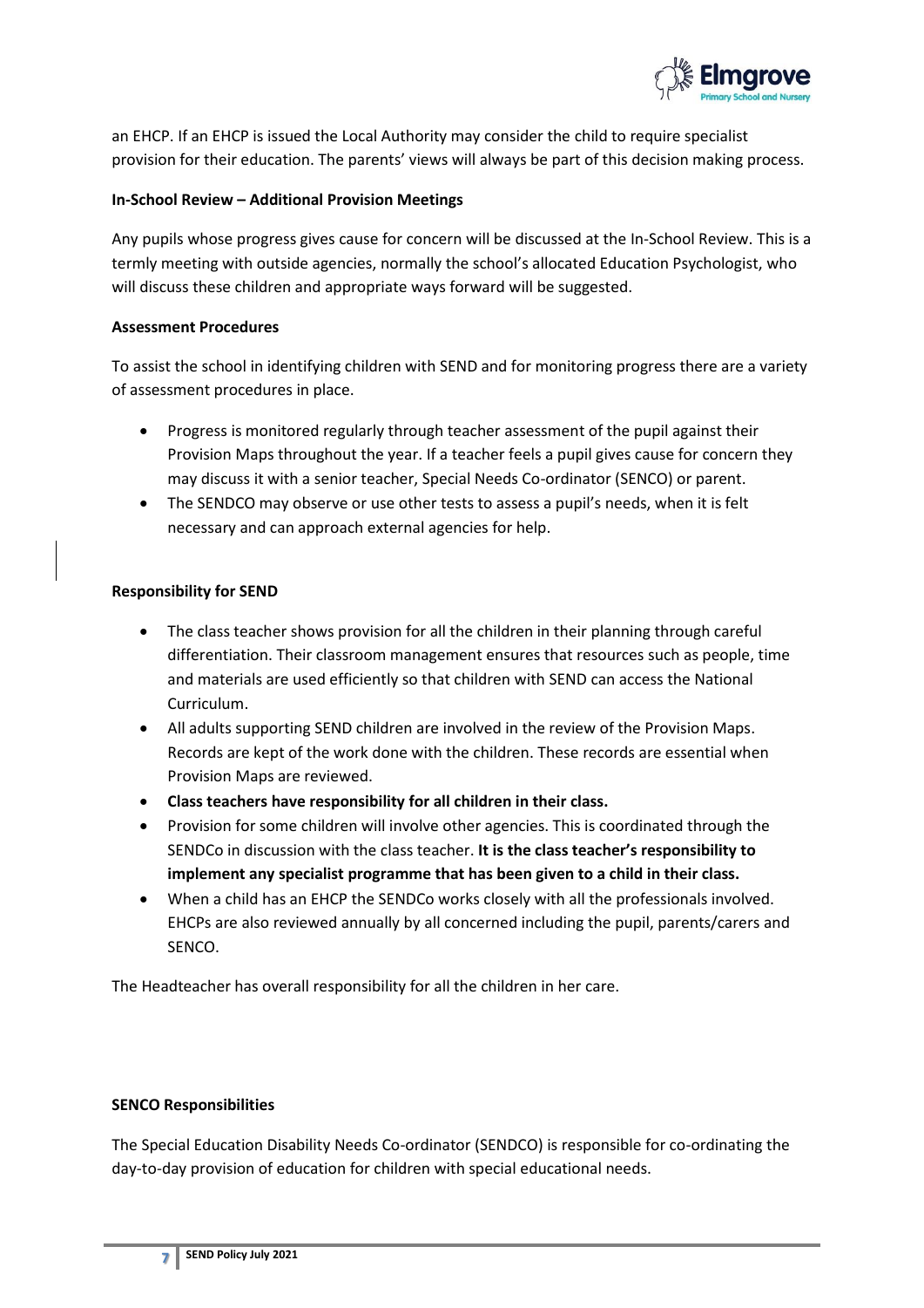an EHCP. If an EHCP is issued the Local Authority may consider the child to require specialist provision for their education. The parents' views will always be part of this decision making process.

**In-School Review – Additional Provision Meetings**

Any pupils whose progress gives cause for concern will be discussed at the In-School Review. This is a termly meeting with outside agencies, normally the school's allocated Education Psychologist, who will discuss these children and appropriate ways forward will be suggested.

**Assessment Procedures**

To assist the school in identifying children with SEND and for monitoring progress there are a variety of assessment procedures in place.

- Progress is monitored regularly through teacher assessment of the pupil against their Provision Maps throughout the year. If a teacher feels a pupil gives cause for concern they may discuss it with a senior teacher, Special Needs Co-ordinator (SENCO) or parent.
- The SENDCO may observe or use other tests to assess a pupil's needs, when it is felt necessary and can approach external agencies for help.

**Responsibility for SEND**

- The class teacher shows provision for all the children in their planning through careful differentiation. Their classroom management ensures that resources such as people, time and materials are used efficiently so that children with SEND can access the National Curriculum.
- All adults supporting SEND children are involved in the review of the Provision Maps. Records are kept of the work done with the children. These records are essential when Provision Maps are reviewed.
- **Class teachers have responsibility for all children in their class.**
- Provision for some children will involve other agencies. This is coordinated through the SENDCo in discussion with the class teacher. **It is the class teacher's responsibility to implement any specialist programme that has been given to a child in their class.**
- When a child has an EHCP the SENDCo works closely with all the professionals involved. EHCPs are also reviewed annually by all concerned including the pupil, parents/carers and SENCO.

The Headteacher has overall responsibility for all the children in her care.

**SENCO Responsibilities**

The Special Education Disability Needs Co-ordinator (SENDCO) is responsible for co-ordinating the day-to-day provision of education for children with special educational needs.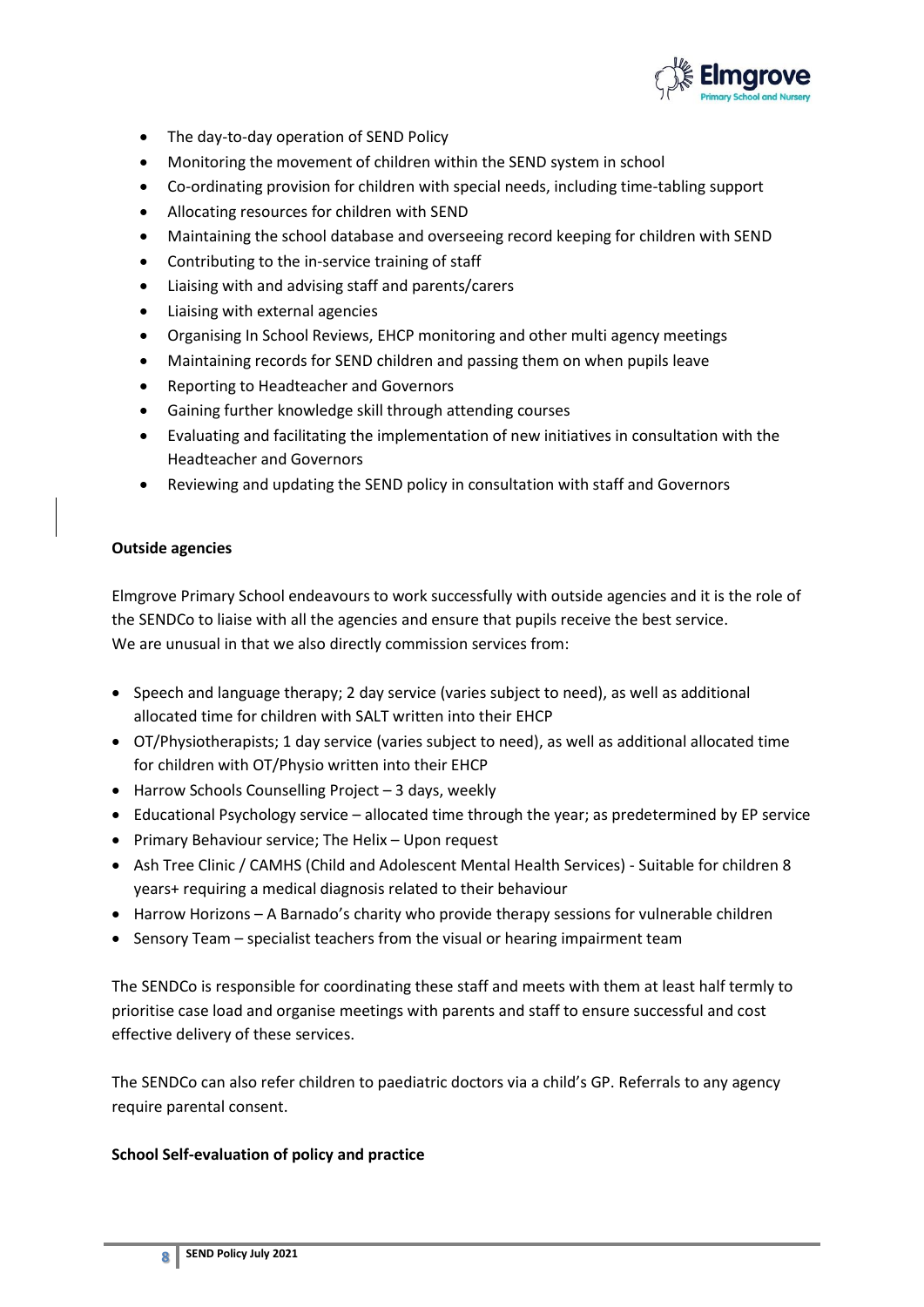- The day-to-day operation of SEND Policy
- Monitoring the movement of children within the SEND system in school
- Co-ordinating provision for children with special needs, including time-tabling support
- Allocating resources for children with SEND
- Maintaining the school database and overseeing record keeping for children with SEND
- Contributing to the in-service training of staff
- Liaising with and advising staff and parents/carers
- Liaising with external agencies
- Organising In School Reviews, EHCP monitoring and other multi agency meetings
- Maintaining records for SEND children and passing them on when pupils leave
- Reporting to Headteacher and Governors
- Gaining further knowledge skill through attending courses
- Evaluating and facilitating the implementation of new initiatives in consultation with the Headteacher and Governors
- Reviewing and updating the SEND policy in consultation with staff and Governors

**Outside agencies**

Elmgrove Primary School endeavours to work successfully with outside agencies and it is the role of the SENDCo to liaise with all the agencies and ensure that pupils receive the best service.
We are unusual in that we also directly commission services from:

- Speech and language therapy; 2 day service (varies subject to need), as well as additional allocated time for children with SALT written into their EHCP
- OT/Physiotherapists; 1 day service (varies subject to need), as well as additional allocated time for children with OT/Physio written into their EHCP
- Harrow Schools Counselling Project – 3 days, weekly
- Educational Psychology service – allocated time through the year; as predetermined by EP service
- Primary Behaviour service; The Helix – Upon request
- Ash Tree Clinic / CAMHS (Child and Adolescent Mental Health Services) - Suitable for children 8 years+ requiring a medical diagnosis related to their behaviour
- Harrow Horizons – A Barnado's charity who provide therapy sessions for vulnerable children
- Sensory Team – specialist teachers from the visual or hearing impairment team

The SENDCo is responsible for coordinating these staff and meets with them at least half termly to prioritise case load and organise meetings with parents and staff to ensure successful and cost effective delivery of these services.

The SENDCo can also refer children to paediatric doctors via a child's GP. Referrals to any agency require parental consent.

**School Self-evaluation of policy and practice**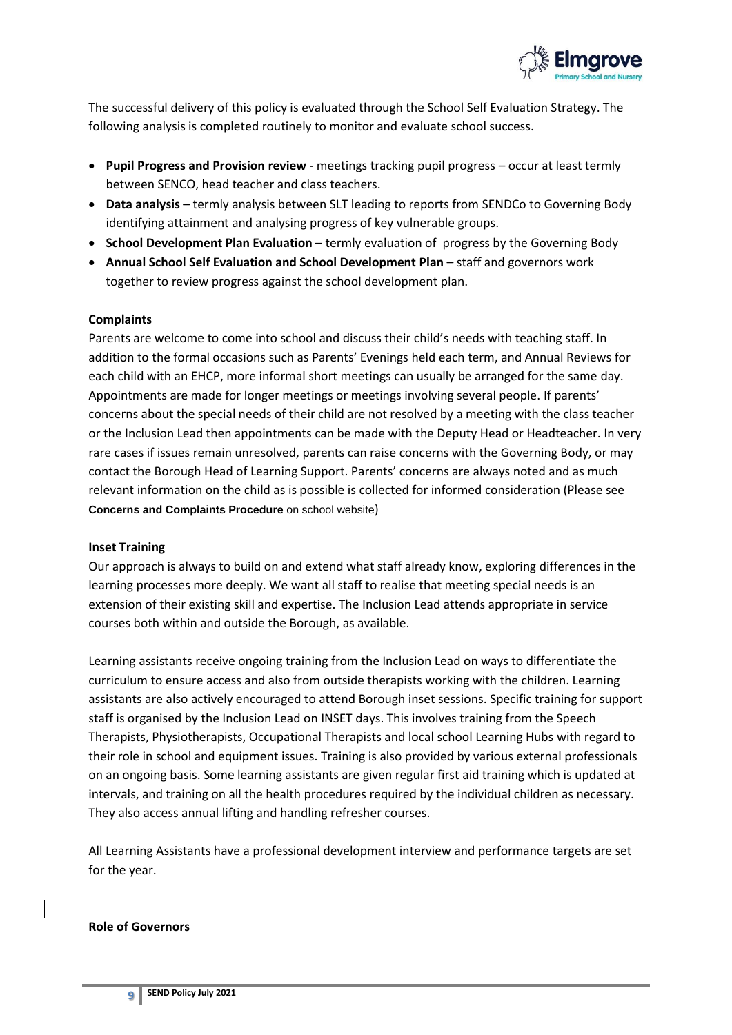The successful delivery of this policy is evaluated through the School Self Evaluation Strategy. The following analysis is completed routinely to monitor and evaluate school success.

- **Pupil Progress and Provision review** - meetings tracking pupil progress – occur at least termly between SENCO, head teacher and class teachers.
- **Data analysis** – termly analysis between SLT leading to reports from SENDCo to Governing Body identifying attainment and analysing progress of key vulnerable groups.
- **School Development Plan Evaluation** – termly evaluation of progress by the Governing Body
- **Annual School Self Evaluation and School Development Plan** – staff and governors work together to review progress against the school development plan.

**Complaints**

Parents are welcome to come into school and discuss their child's needs with teaching staff. In addition to the formal occasions such as Parents' Evenings held each term, and Annual Reviews for each child with an EHCP, more informal short meetings can usually be arranged for the same day. Appointments are made for longer meetings or meetings involving several people. If parents' concerns about the special needs of their child are not resolved by a meeting with the class teacher or the Inclusion Lead then appointments can be made with the Deputy Head or Headteacher. In very rare cases if issues remain unresolved, parents can raise concerns with the Governing Body, or may contact the Borough Head of Learning Support. Parents' concerns are always noted and as much relevant information on the child as is possible is collected for informed consideration (Please see **Concerns and Complaints Procedure** on school website)

**Inset Training**

Our approach is always to build on and extend what staff already know, exploring differences in the learning processes more deeply. We want all staff to realise that meeting special needs is an extension of their existing skill and expertise. The Inclusion Lead attends appropriate in service courses both within and outside the Borough, as available.

Learning assistants receive ongoing training from the Inclusion Lead on ways to differentiate the curriculum to ensure access and also from outside therapists working with the children. Learning assistants are also actively encouraged to attend Borough inset sessions. Specific training for support staff is organised by the Inclusion Lead on INSET days. This involves training from the Speech Therapists, Physiotherapists, Occupational Therapists and local school Learning Hubs with regard to their role in school and equipment issues. Training is also provided by various external professionals on an ongoing basis. Some learning assistants are given regular first aid training which is updated at intervals, and training on all the health procedures required by the individual children as necessary. They also access annual lifting and handling refresher courses.

All Learning Assistants have a professional development interview and performance targets are set for the year.

**Role of Governors**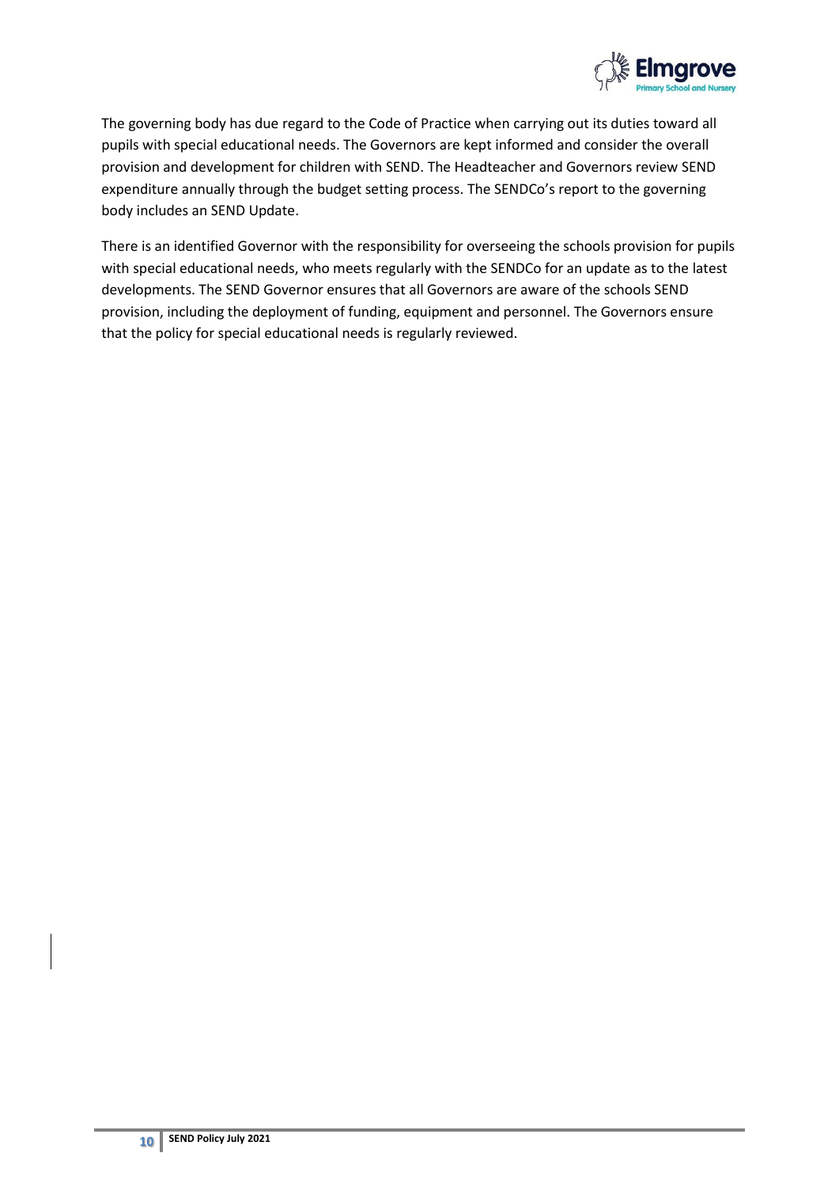The governing body has due regard to the Code of Practice when carrying out its duties toward all pupils with special educational needs. The Governors are kept informed and consider the overall provision and development for children with SEND. The Headteacher and Governors review SEND expenditure annually through the budget setting process. The SENDCo's report to the governing body includes an SEND Update.

There is an identified Governor with the responsibility for overseeing the schools provision for pupils with special educational needs, who meets regularly with the SENDCo for an update as to the latest developments. The SEND Governor ensures that all Governors are aware of the schools SEND provision, including the deployment of funding, equipment and personnel. The Governors ensure that the policy for special educational needs is regularly reviewed.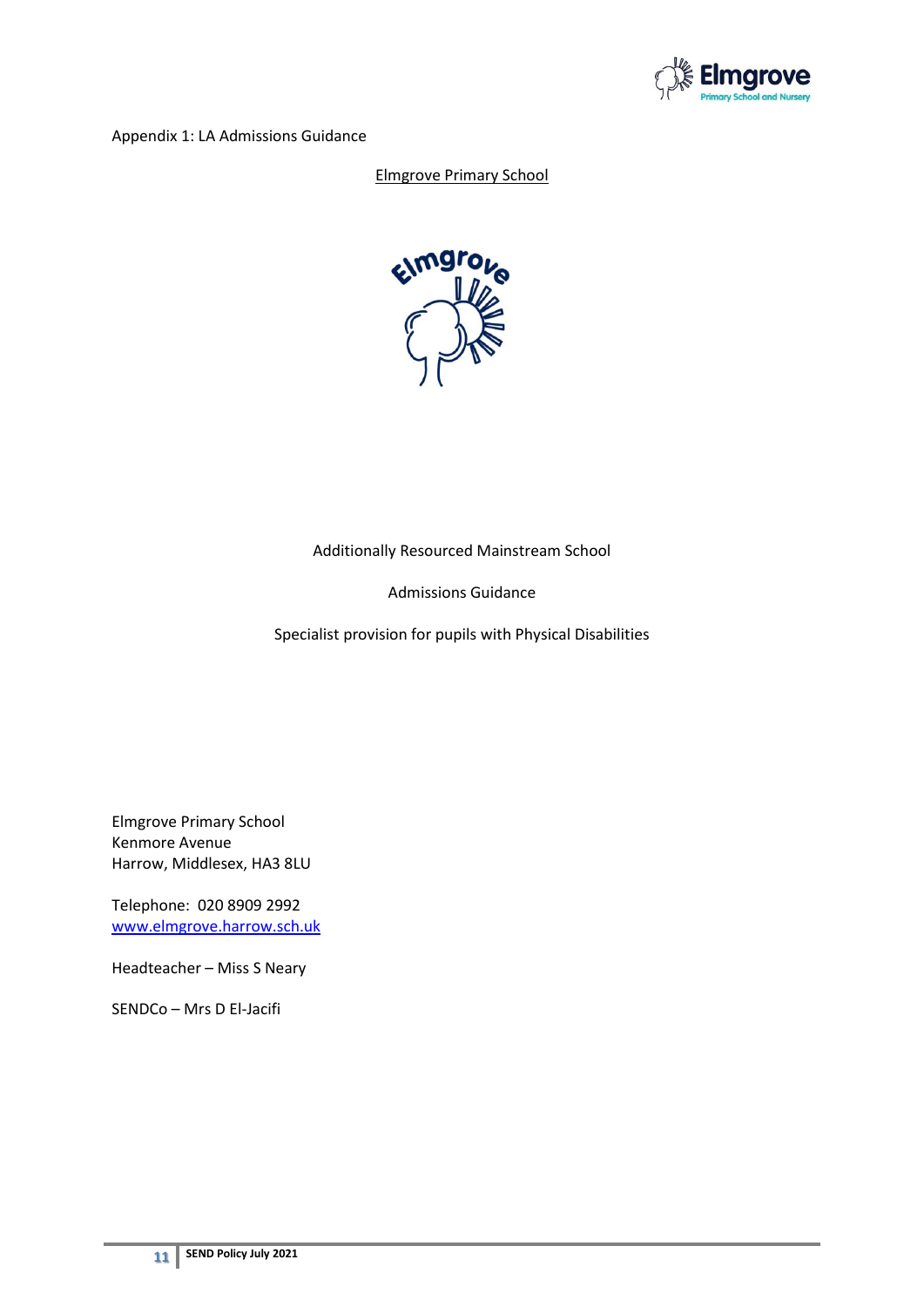Appendix 1: LA Admissions Guidance

Elmgrove Primary School

Additionally Resourced Mainstream School

Admissions Guidance

Specialist provision for pupils with Physical Disabilities

Elmgrove Primary School
Kenmore Avenue
Harrow, Middlesex, HA3 8LU

Telephone: 020 8909 2992
[www.elmgrove.harrow.sch.uk](http://www.elmgrove.harrow.sch.uk)

Headteacher – Miss S Neary

SENDCo – Mrs D El-Jacifi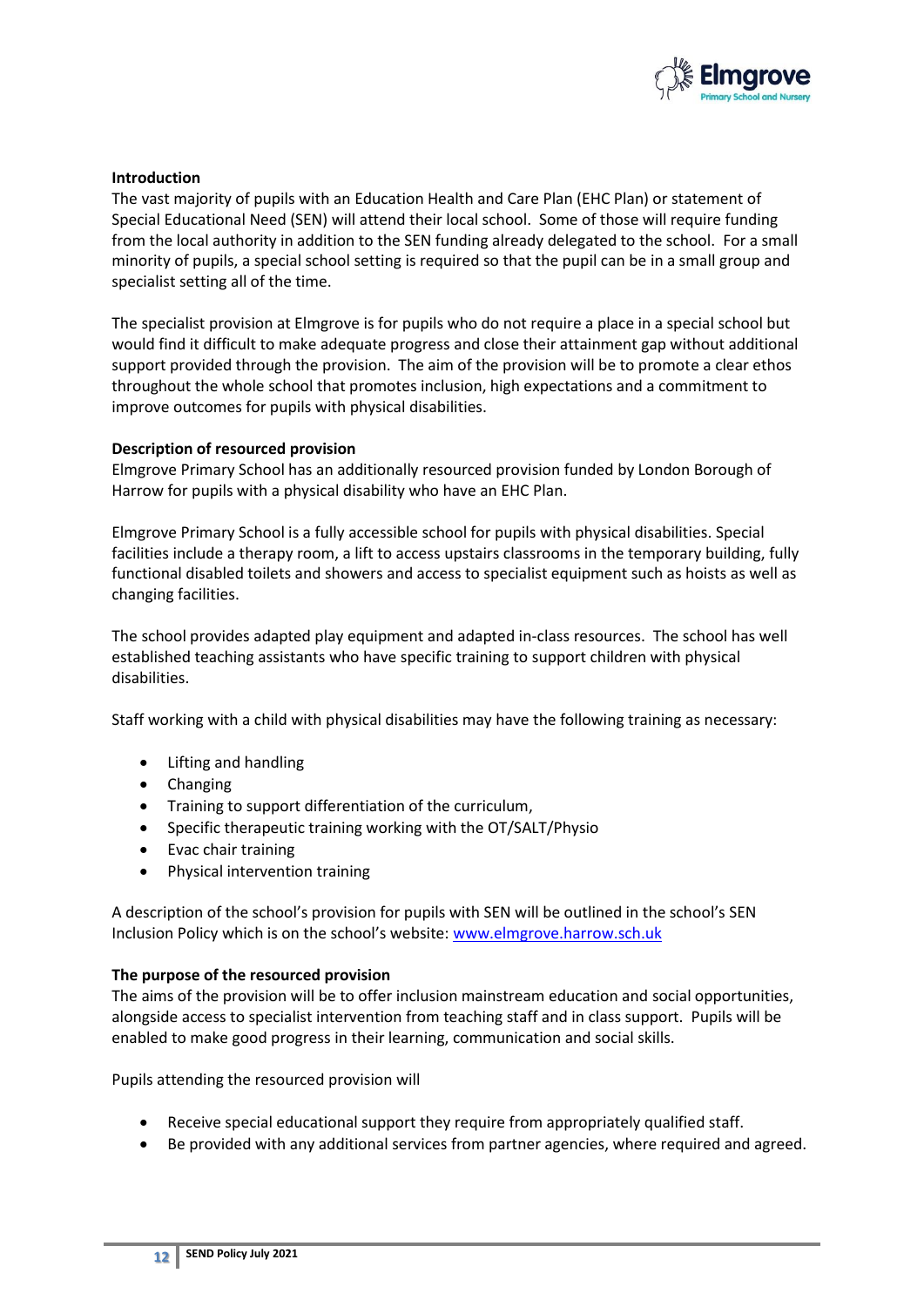**Introduction**

The vast majority of pupils with an Education Health and Care Plan (EHC Plan) or statement of Special Educational Need (SEN) will attend their local school. Some of those will require funding from the local authority in addition to the SEN funding already delegated to the school. For a small minority of pupils, a special school setting is required so that the pupil can be in a small group and specialist setting all of the time.

The specialist provision at Elmgrove is for pupils who do not require a place in a special school but would find it difficult to make adequate progress and close their attainment gap without additional support provided through the provision. The aim of the provision will be to promote a clear ethos throughout the whole school that promotes inclusion, high expectations and a commitment to improve outcomes for pupils with physical disabilities.

**Description of resourced provision**

Elmgrove Primary School has an additionally resourced provision funded by London Borough of Harrow for pupils with a physical disability who have an EHC Plan.

Elmgrove Primary School is a fully accessible school for pupils with physical disabilities. Special facilities include a therapy room, a lift to access upstairs classrooms in the temporary building, fully functional disabled toilets and showers and access to specialist equipment such as hoists as well as changing facilities.

The school provides adapted play equipment and adapted in-class resources. The school has well established teaching assistants who have specific training to support children with physical disabilities.

Staff working with a child with physical disabilities may have the following training as necessary:

- Lifting and handling
- Changing
- Training to support differentiation of the curriculum,
- Specific therapeutic training working with the OT/SALT/Physio
- Evac chair training
- Physical intervention training

A description of the school's provision for pupils with SEN will be outlined in the school's SEN Inclusion Policy which is on the school's website: www.elmgrove.harrow.sch.uk

**The purpose of the resourced provision**

The aims of the provision will be to offer inclusion mainstream education and social opportunities, alongside access to specialist intervention from teaching staff and in class support. Pupils will be enabled to make good progress in their learning, communication and social skills.

Pupils attending the resourced provision will

- Receive special educational support they require from appropriately qualified staff.
- Be provided with any additional services from partner agencies, where required and agreed.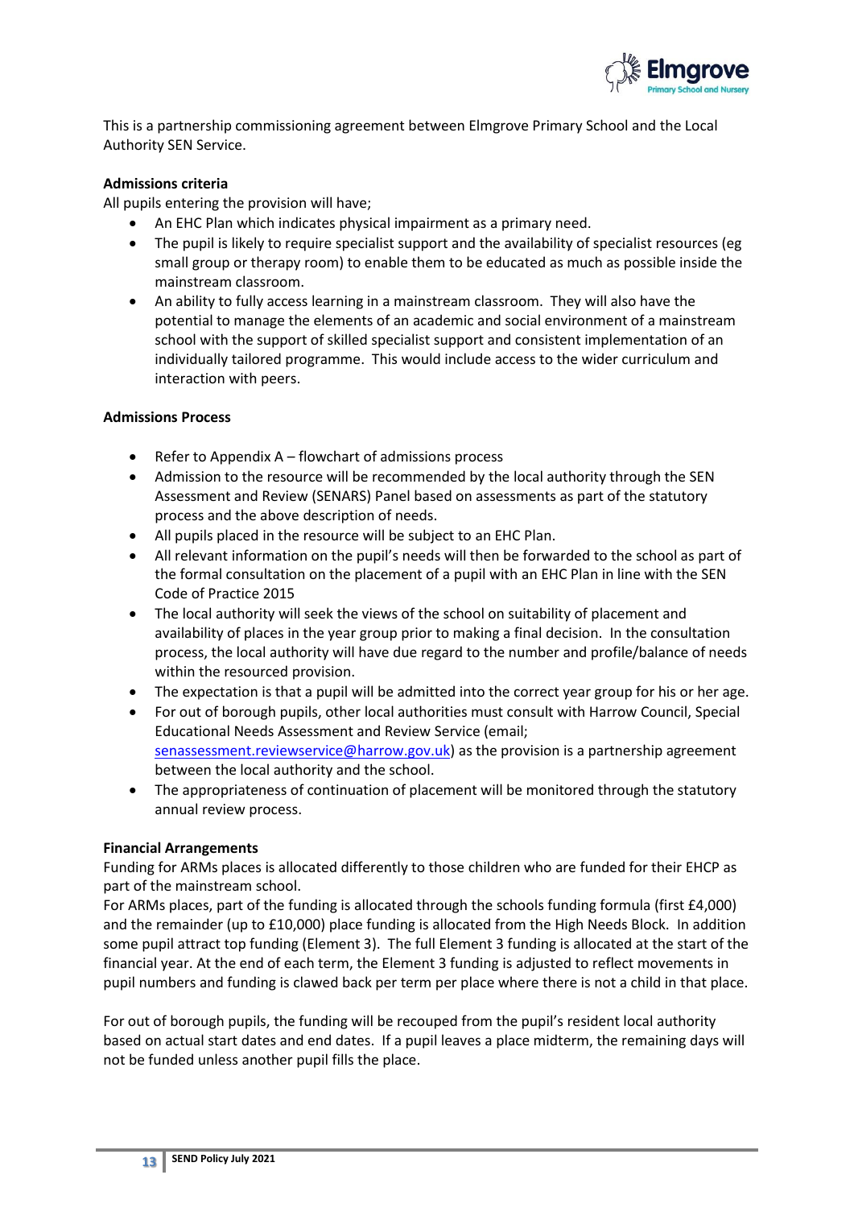This is a partnership commissioning agreement between Elmgrove Primary School and the Local Authority SEN Service.

**Admissions criteria**

All pupils entering the provision will have;

- An EHC Plan which indicates physical impairment as a primary need.
- The pupil is likely to require specialist support and the availability of specialist resources (eg small group or therapy room) to enable them to be educated as much as possible inside the mainstream classroom.
- An ability to fully access learning in a mainstream classroom. They will also have the potential to manage the elements of an academic and social environment of a mainstream school with the support of skilled specialist support and consistent implementation of an individually tailored programme. This would include access to the wider curriculum and interaction with peers.

**Admissions Process**

- Refer to Appendix A – flowchart of admissions process
- Admission to the resource will be recommended by the local authority through the SEN Assessment and Review (SENARS) Panel based on assessments as part of the statutory process and the above description of needs.
- All pupils placed in the resource will be subject to an EHC Plan.
- All relevant information on the pupil's needs will then be forwarded to the school as part of the formal consultation on the placement of a pupil with an EHC Plan in line with the SEN Code of Practice 2015
- The local authority will seek the views of the school on suitability of placement and availability of places in the year group prior to making a final decision. In the consultation process, the local authority will have due regard to the number and profile/balance of needs within the resourced provision.
- The expectation is that a pupil will be admitted into the correct year group for his or her age.
- For out of borough pupils, other local authorities must consult with Harrow Council, Special Educational Needs Assessment and Review Service (email; senassessment.reviewservice@harrow.gov.uk) as the provision is a partnership agreement between the local authority and the school.
- The appropriateness of continuation of placement will be monitored through the statutory annual review process.

**Financial Arrangements**

Funding for ARMs places is allocated differently to those children who are funded for their EHCP as part of the mainstream school.

For ARMs places, part of the funding is allocated through the schools funding formula (first £4,000) and the remainder (up to £10,000) place funding is allocated from the High Needs Block. In addition some pupil attract top funding (Element 3). The full Element 3 funding is allocated at the start of the financial year. At the end of each term, the Element 3 funding is adjusted to reflect movements in pupil numbers and funding is clawed back per term per place where there is not a child in that place.

For out of borough pupils, the funding will be recouped from the pupil's resident local authority based on actual start dates and end dates. If a pupil leaves a place midterm, the remaining days will not be funded unless another pupil fills the place.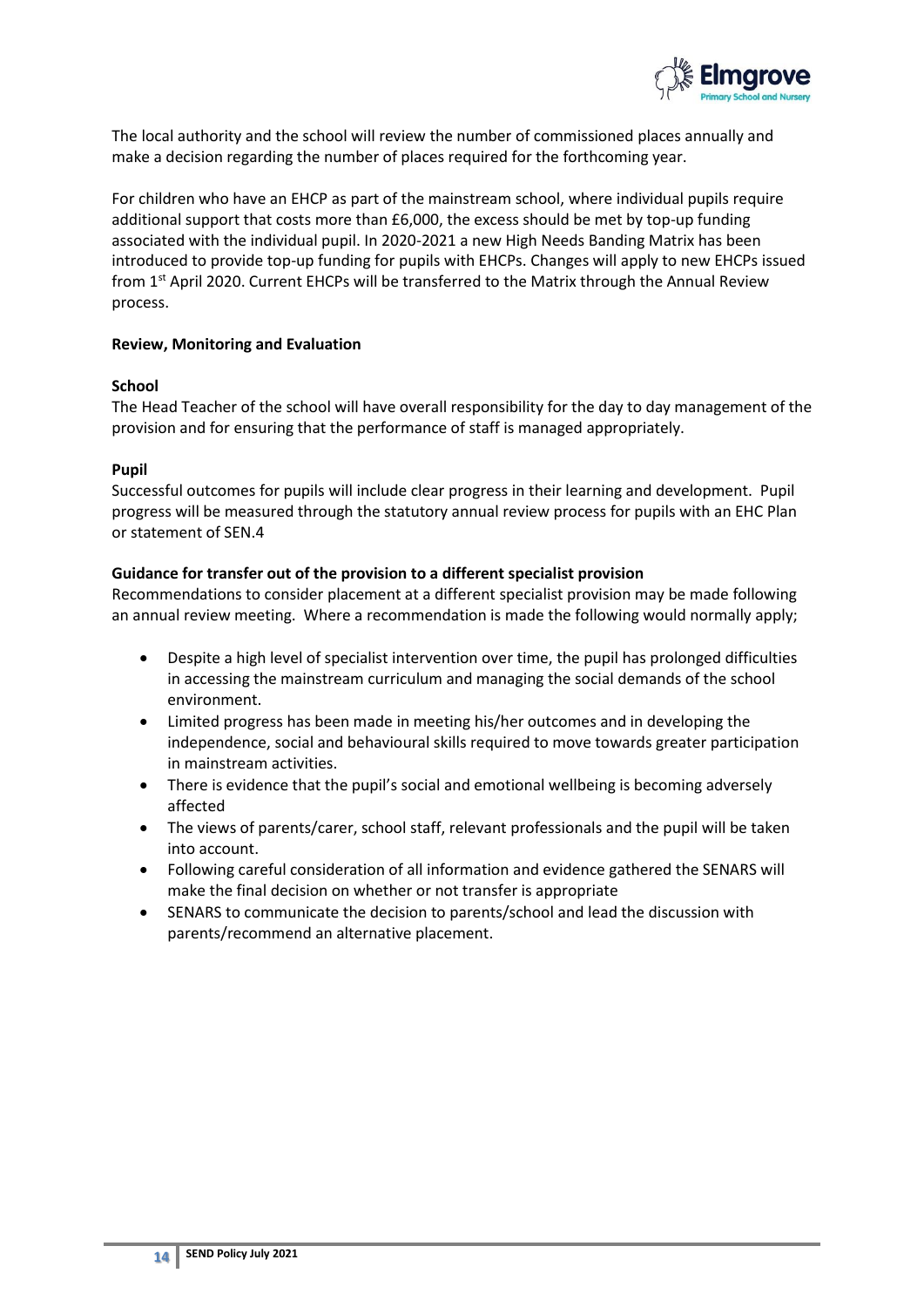The local authority and the school will review the number of commissioned places annually and make a decision regarding the number of places required for the forthcoming year.

For children who have an EHCP as part of the mainstream school, where individual pupils require additional support that costs more than £6,000, the excess should be met by top-up funding associated with the individual pupil. In 2020-2021 a new High Needs Banding Matrix has been introduced to provide top-up funding for pupils with EHCPs. Changes will apply to new EHCPs issued from 1st April 2020. Current EHCPs will be transferred to the Matrix through the Annual Review process.

**Review, Monitoring and Evaluation**

**School**
The Head Teacher of the school will have overall responsibility for the day to day management of the provision and for ensuring that the performance of staff is managed appropriately.

**Pupil**
Successful outcomes for pupils will include clear progress in their learning and development. Pupil progress will be measured through the statutory annual review process for pupils with an EHC Plan or statement of SEN.4

**Guidance for transfer out of the provision to a different specialist provision**
Recommendations to consider placement at a different specialist provision may be made following an annual review meeting. Where a recommendation is made the following would normally apply;

- Despite a high level of specialist intervention over time, the pupil has prolonged difficulties in accessing the mainstream curriculum and managing the social demands of the school environment.
- Limited progress has been made in meeting his/her outcomes and in developing the independence, social and behavioural skills required to move towards greater participation in mainstream activities.
- There is evidence that the pupil's social and emotional wellbeing is becoming adversely affected
- The views of parents/carer, school staff, relevant professionals and the pupil will be taken into account.
- Following careful consideration of all information and evidence gathered the SENARS will make the final decision on whether or not transfer is appropriate
- SENARS to communicate the decision to parents/school and lead the discussion with parents/recommend an alternative placement.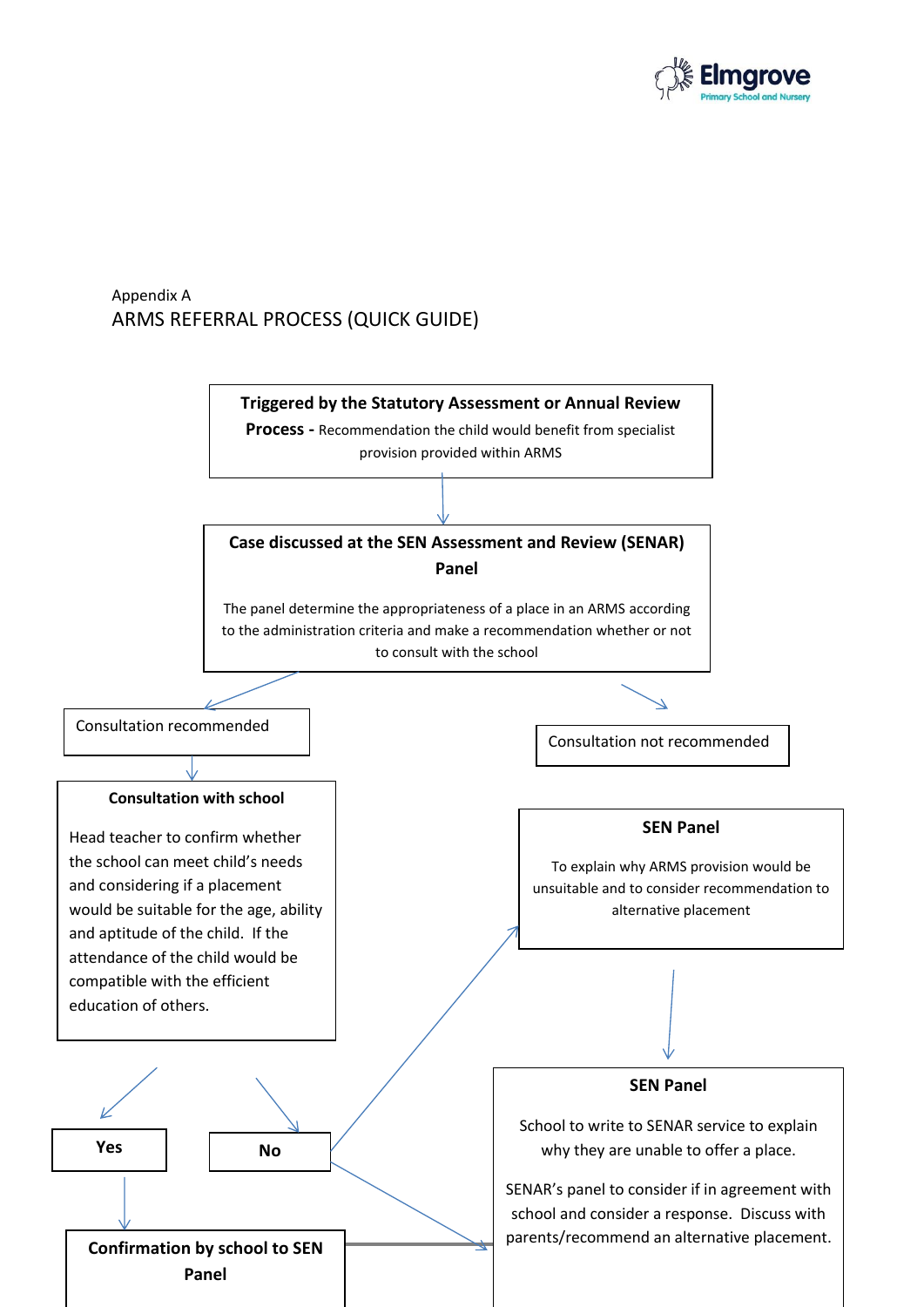Appendix A

## ARMS REFERRAL PROCESS (QUICK GUIDE)

**Triggered by the Statutory Assessment or Annual Review Process -** Recommendation the child would benefit from specialist provision provided within ARMS

**Case discussed at the SEN Assessment and Review (SENAR) Panel**

The panel determine the appropriateness of a place in an ARMS according to the administration criteria and make a recommendation whether or not to consult with the school

Consultation recommended

**Consultation with school**

Head teacher to confirm whether the school can meet child's needs and considering if a placement would be suitable for the age, ability and aptitude of the child. If the attendance of the child would be compatible with the efficient education of others.

**Yes**

**Confirmation by school to SEN Panel**

**No**

Consultation not recommended

**SEN Panel**

To explain why ARMS provision would be unsuitable and to consider recommendation to alternative placement

**SEN Panel**

School to write to SENAR service to explain why they are unable to offer a place.

SENAR's panel to consider if in agreement with school and consider a response. Discuss with parents/recommend an alternative placement.